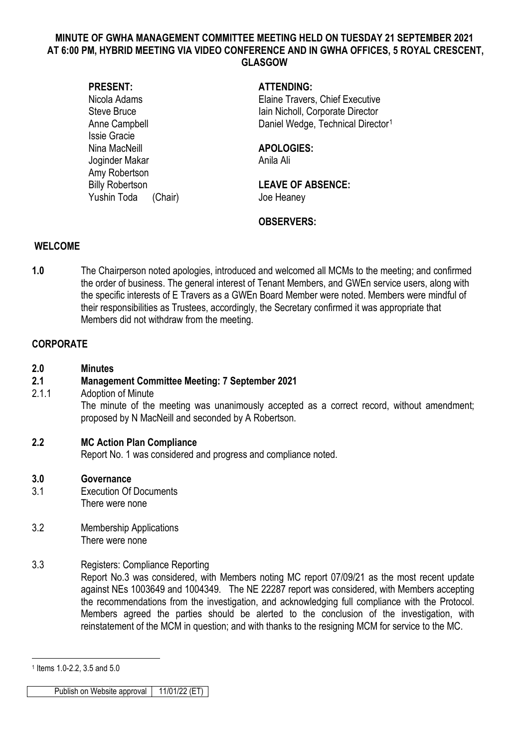# MINUTE OF GWHA MANAGEMENT COMMITTEE MEETING HELD ON TUESDAY 21 SEPTEMBER 2021 AT 6:00 PM, HYBRID MEETING VIA VIDEO CONFERENCE AND IN GWHA OFFICES, 5 ROYAL CRESCENT, GLASGOW

**PRESENT:**
Nicola Adams
Steve Bruce
Anne Campbell
Issie Gracie
Nina MacNeill
Joginder Makar
Amy Robertson
Billy Robertson
Yushin Toda (Chair)

**ATTENDING:**
Elaine Travers, Chief Executive
Iain Nicholl, Corporate Director
Daniel Wedge, Technical Director[1]

**APOLOGIES:**
Anila Ali

**LEAVE OF ABSENCE:**
Joe Heaney

**OBSERVERS:**

## WELCOME

**1.0** The Chairperson noted apologies, introduced and welcomed all MCMs to the meeting; and confirmed the order of business. The general interest of Tenant Members, and GWEn service users, along with the specific interests of E Travers as a GWEn Board Member were noted. Members were mindful of their responsibilities as Trustees, accordingly, the Secretary confirmed it was appropriate that Members did not withdraw from the meeting.

## CORPORATE

**2.0 Minutes**

**2.1 Management Committee Meeting: 7 September 2021**

2.1.1 Adoption of Minute
The minute of the meeting was unanimously accepted as a correct record, without amendment; proposed by N MacNeill and seconded by A Robertson.

**2.2 MC Action Plan Compliance**
Report No. 1 was considered and progress and compliance noted.

**3.0 Governance**

3.1 Execution Of Documents
There were none

3.2 Membership Applications
There were none

3.3 Registers: Compliance Reporting
Report No.3 was considered, with Members noting MC report 07/09/21 as the most recent update against NEs 1003649 and 1004349. The NE 22287 report was considered, with Members accepting the recommendations from the investigation, and acknowledging full compliance with the Protocol. Members agreed the parties should be alerted to the conclusion of the investigation, with reinstatement of the MCM in question; and with thanks to the resigning MCM for service to the MC.

---

[1] Items 1.0-2.2, 3.5 and 5.0

| Publish on Website approval | 11/01/22 (ET) |
| --- | --- |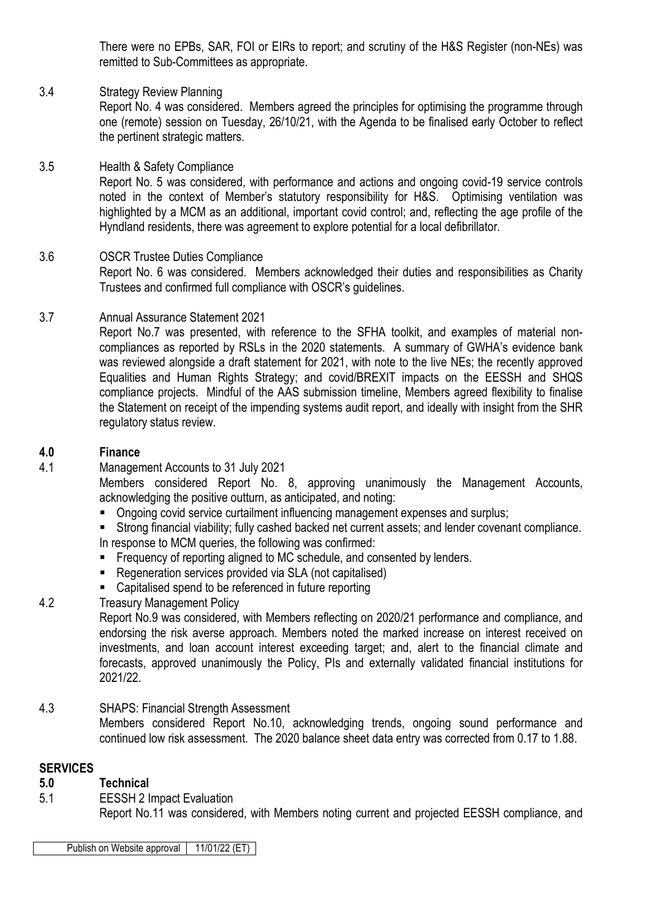There were no EPBs, SAR, FOI or EIRs to report; and scrutiny of the H&S Register (non-NEs) was remitted to Sub-Committees as appropriate.

3.4 Strategy Review Planning

Report No. 4 was considered. Members agreed the principles for optimising the programme through one (remote) session on Tuesday, 26/10/21, with the Agenda to be finalised early October to reflect the pertinent strategic matters.

3.5 Health & Safety Compliance

Report No. 5 was considered, with performance and actions and ongoing covid-19 service controls noted in the context of Member's statutory responsibility for H&S. Optimising ventilation was highlighted by a MCM as an additional, important covid control; and, reflecting the age profile of the Hyndland residents, there was agreement to explore potential for a local defibrillator.

3.6 OSCR Trustee Duties Compliance

Report No. 6 was considered. Members acknowledged their duties and responsibilities as Charity Trustees and confirmed full compliance with OSCR's guidelines.

3.7 Annual Assurance Statement 2021

Report No.7 was presented, with reference to the SFHA toolkit, and examples of material non-compliances as reported by RSLs in the 2020 statements. A summary of GWHA's evidence bank was reviewed alongside a draft statement for 2021, with note to the live NEs; the recently approved Equalities and Human Rights Strategy; and covid/BREXIT impacts on the EESSH and SHQS compliance projects. Mindful of the AAS submission timeline, Members agreed flexibility to finalise the Statement on receipt of the impending systems audit report, and ideally with insight from the SHR regulatory status review.

## 4.0 Finance

4.1 Management Accounts to 31 July 2021

Members considered Report No. 8, approving unanimously the Management Accounts, acknowledging the positive outturn, as anticipated, and noting:

- Ongoing covid service curtailment influencing management expenses and surplus;
- Strong financial viability; fully cashed backed net current assets; and lender covenant compliance.

In response to MCM queries, the following was confirmed:

- Frequency of reporting aligned to MC schedule, and consented by lenders.
- Regeneration services provided via SLA (not capitalised)
- Capitalised spend to be referenced in future reporting

4.2 Treasury Management Policy

Report No.9 was considered, with Members reflecting on 2020/21 performance and compliance, and endorsing the risk averse approach. Members noted the marked increase on interest received on investments, and loan account interest exceeding target; and, alert to the financial climate and forecasts, approved unanimously the Policy, PIs and externally validated financial institutions for 2021/22.

4.3 SHAPS: Financial Strength Assessment

Members considered Report No.10, acknowledging trends, ongoing sound performance and continued low risk assessment. The 2020 balance sheet data entry was corrected from 0.17 to 1.88.

## SERVICES

## 5.0 Technical

5.1 EESSH 2 Impact Evaluation

Report No.11 was considered, with Members noting current and projected EESSH compliance, and

| Publish on Website approval | 11/01/22 (ET) |
|---|---|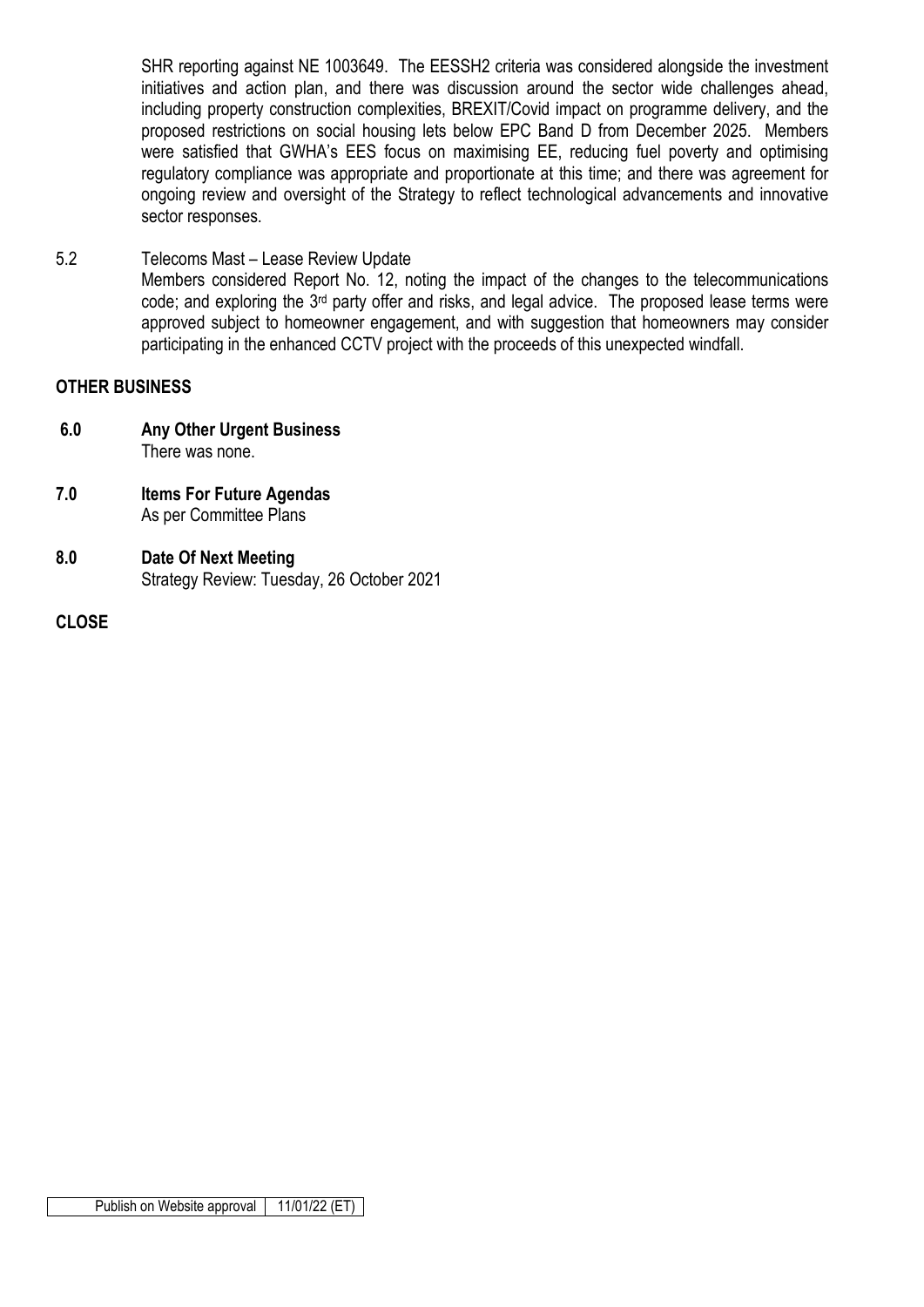SHR reporting against NE 1003649. The EESSH2 criteria was considered alongside the investment initiatives and action plan, and there was discussion around the sector wide challenges ahead, including property construction complexities, BREXIT/Covid impact on programme delivery, and the proposed restrictions on social housing lets below EPC Band D from December 2025. Members were satisfied that GWHA's EES focus on maximising EE, reducing fuel poverty and optimising regulatory compliance was appropriate and proportionate at this time; and there was agreement for ongoing review and oversight of the Strategy to reflect technological advancements and innovative sector responses.

5.2 Telecoms Mast – Lease Review Update

Members considered Report No. 12, noting the impact of the changes to the telecommunications code; and exploring the 3rd party offer and risks, and legal advice. The proposed lease terms were approved subject to homeowner engagement, and with suggestion that homeowners may consider participating in the enhanced CCTV project with the proceeds of this unexpected windfall.

**OTHER BUSINESS**

**6.0 Any Other Urgent Business**

There was none.

**7.0 Items For Future Agendas**

As per Committee Plans

**8.0 Date Of Next Meeting**

Strategy Review: Tuesday, 26 October 2021

**CLOSE**

| | |
|---|---|
| Publish on Website approval | 11/01/22 (ET) |